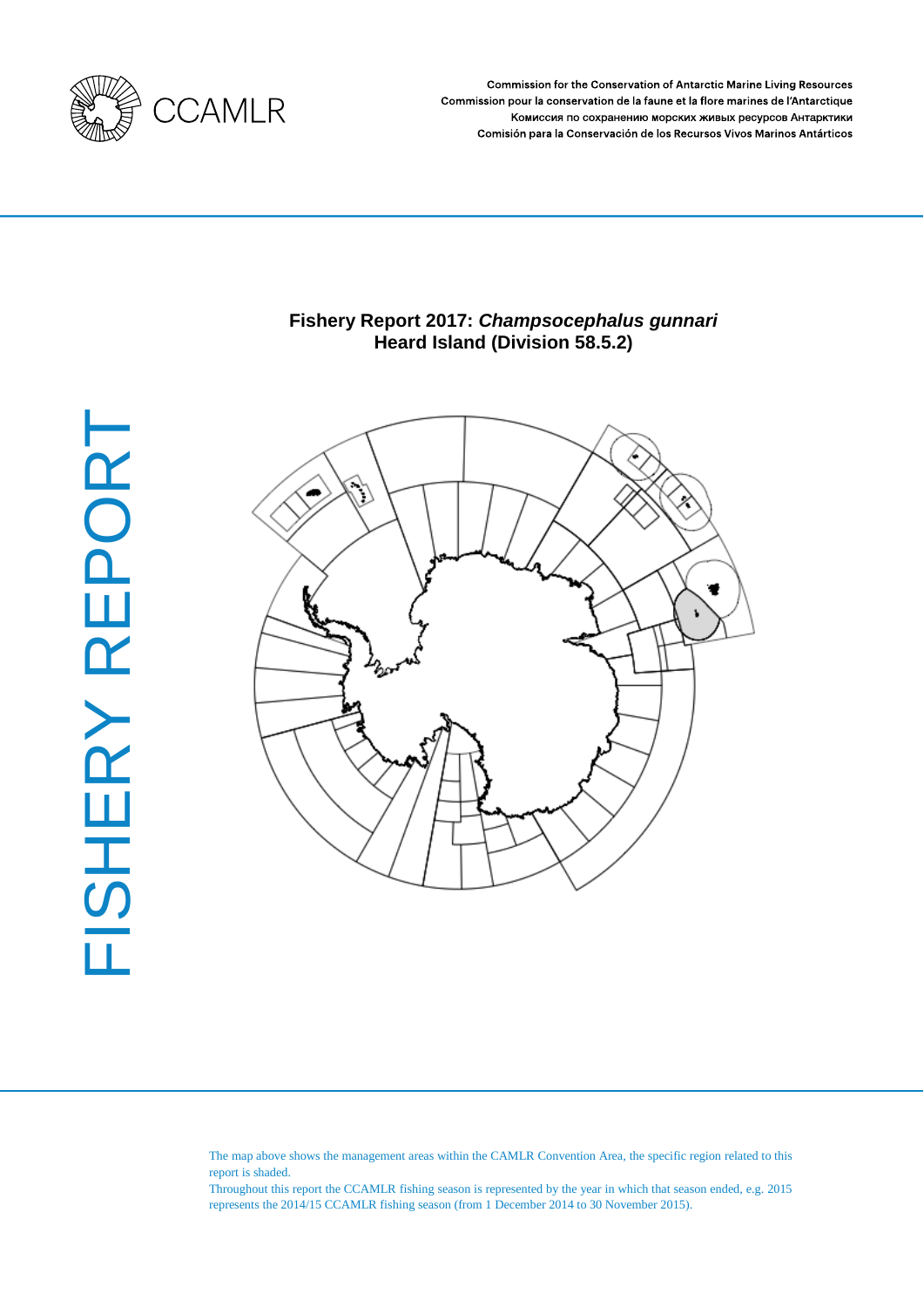CCAMLR

Commission for the Conservation of Antarctic Marine Living Resources
Commission pour la conservation de la faune et la flore marines de l'Antarctique
Комиссия по сохранению морских живых ресурсов Антарктики
Comisión para la Conservación de los Recursos Vivos Marinos Antárticos

FISHERY REPORT

# Fishery Report 2017: *Champsocephalus gunnari* Heard Island (Division 58.5.2)

The map above shows the management areas within the CAMLR Convention Area, the specific region related to this report is shaded.

Throughout this report the CCAMLR fishing season is represented by the year in which that season ended, e.g. 2015 represents the 2014/15 CCAMLR fishing season (from 1 December 2014 to 30 November 2015).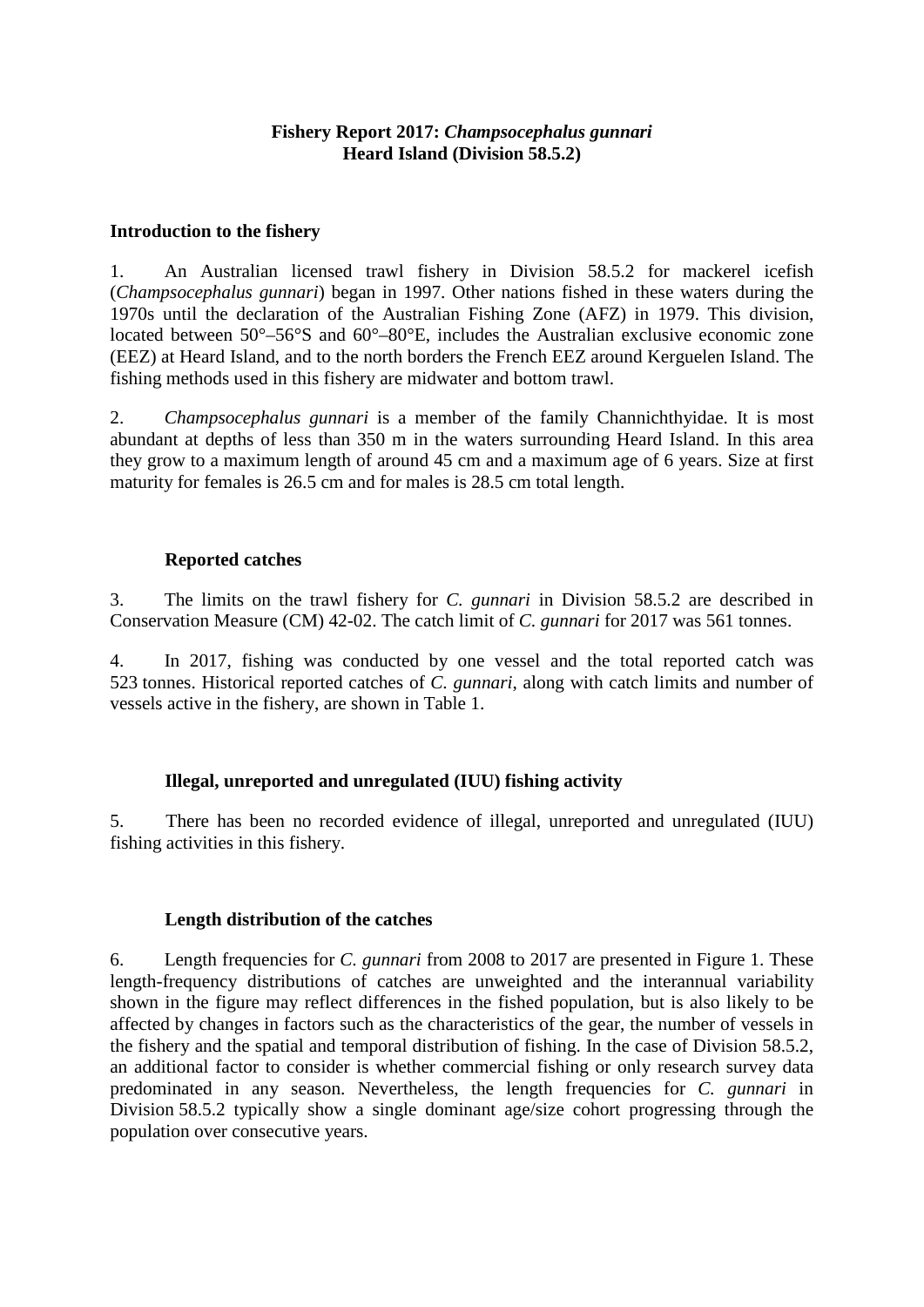**Fishery Report 2017: *Champsocephalus gunnari***
**Heard Island (Division 58.5.2)**

## Introduction to the fishery

1. An Australian licensed trawl fishery in Division 58.5.2 for mackerel icefish (*Champsocephalus gunnari*) began in 1997. Other nations fished in these waters during the 1970s until the declaration of the Australian Fishing Zone (AFZ) in 1979. This division, located between 50°–56°S and 60°–80°E, includes the Australian exclusive economic zone (EEZ) at Heard Island, and to the north borders the French EEZ around Kerguelen Island. The fishing methods used in this fishery are midwater and bottom trawl.

2. *Champsocephalus gunnari* is a member of the family Channichthyidae. It is most abundant at depths of less than 350 m in the waters surrounding Heard Island. In this area they grow to a maximum length of around 45 cm and a maximum age of 6 years. Size at first maturity for females is 26.5 cm and for males is 28.5 cm total length.

### Reported catches

3. The limits on the trawl fishery for *C. gunnari* in Division 58.5.2 are described in Conservation Measure (CM) 42-02. The catch limit of *C. gunnari* for 2017 was 561 tonnes.

4. In 2017, fishing was conducted by one vessel and the total reported catch was 523 tonnes. Historical reported catches of *C. gunnari*, along with catch limits and number of vessels active in the fishery, are shown in Table 1.

### Illegal, unreported and unregulated (IUU) fishing activity

5. There has been no recorded evidence of illegal, unreported and unregulated (IUU) fishing activities in this fishery.

### Length distribution of the catches

6. Length frequencies for *C. gunnari* from 2008 to 2017 are presented in Figure 1. These length-frequency distributions of catches are unweighted and the interannual variability shown in the figure may reflect differences in the fished population, but is also likely to be affected by changes in factors such as the characteristics of the gear, the number of vessels in the fishery and the spatial and temporal distribution of fishing. In the case of Division 58.5.2, an additional factor to consider is whether commercial fishing or only research survey data predominated in any season. Nevertheless, the length frequencies for *C. gunnari* in Division 58.5.2 typically show a single dominant age/size cohort progressing through the population over consecutive years.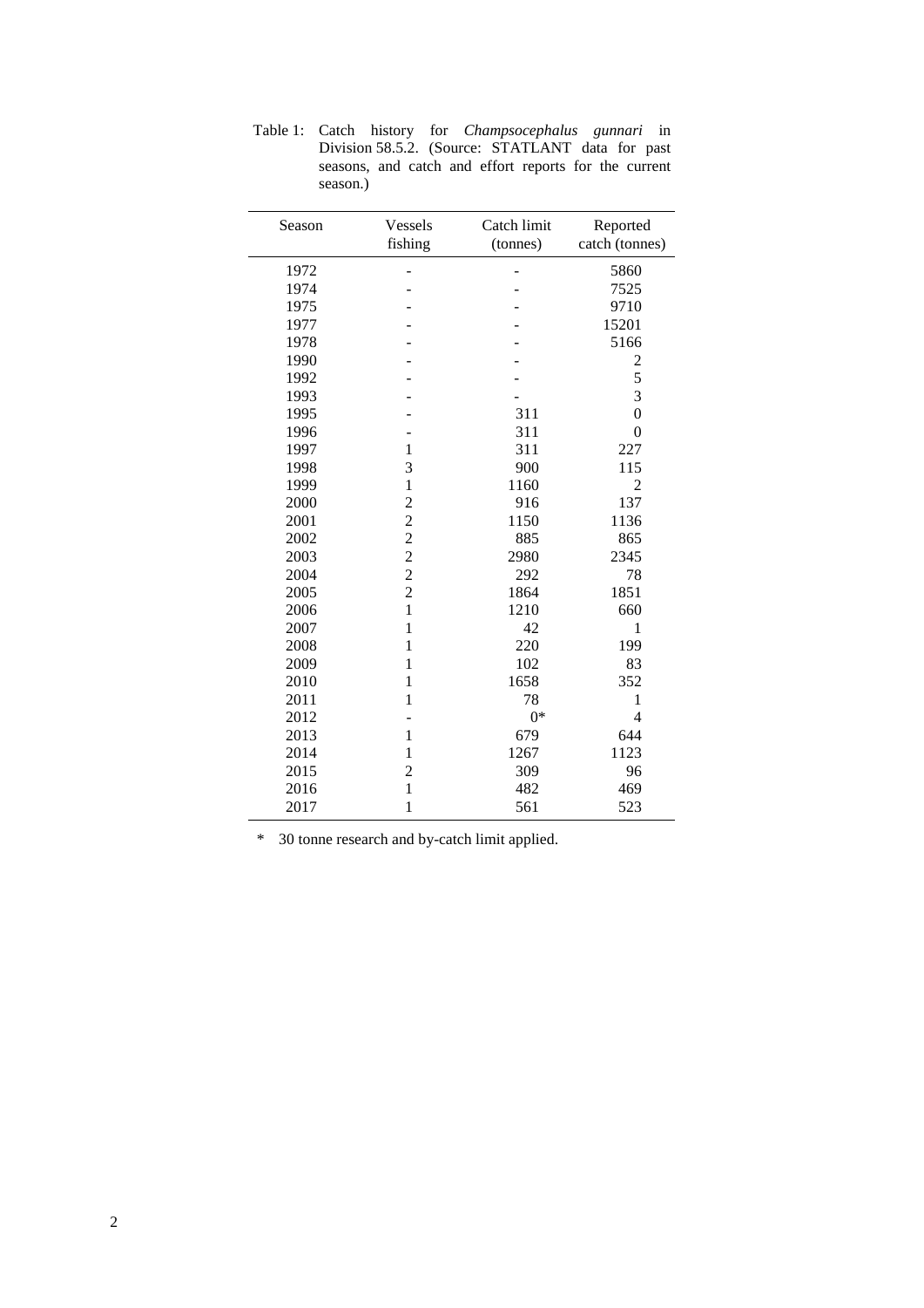Table 1: Catch history for *Champsocephalus gunnari* in Division 58.5.2. (Source: STATLANT data for past seasons, and catch and effort reports for the current season.)

| Season | Vessels fishing | Catch limit (tonnes) | Reported catch (tonnes) |
|---|---|---|---|
| 1972 | - | - | 5860 |
| 1974 | - | - | 7525 |
| 1975 | - | - | 9710 |
| 1977 | - | - | 15201 |
| 1978 | - | - | 5166 |
| 1990 | - | - | 2 |
| 1992 | - | - | 5 |
| 1993 | - | - | 3 |
| 1995 | - | 311 | 0 |
| 1996 | - | 311 | 0 |
| 1997 | 1 | 311 | 227 |
| 1998 | 3 | 900 | 115 |
| 1999 | 1 | 1160 | 2 |
| 2000 | 2 | 916 | 137 |
| 2001 | 2 | 1150 | 1136 |
| 2002 | 2 | 885 | 865 |
| 2003 | 2 | 2980 | 2345 |
| 2004 | 2 | 292 | 78 |
| 2005 | 2 | 1864 | 1851 |
| 2006 | 1 | 1210 | 660 |
| 2007 | 1 | 42 | 1 |
| 2008 | 1 | 220 | 199 |
| 2009 | 1 | 102 | 83 |
| 2010 | 1 | 1658 | 352 |
| 2011 | 1 | 78 | 1 |
| 2012 | - | 0* | 4 |
| 2013 | 1 | 679 | 644 |
| 2014 | 1 | 1267 | 1123 |
| 2015 | 2 | 309 | 96 |
| 2016 | 1 | 482 | 469 |
| 2017 | 1 | 561 | 523 |

\* 30 tonne research and by-catch limit applied.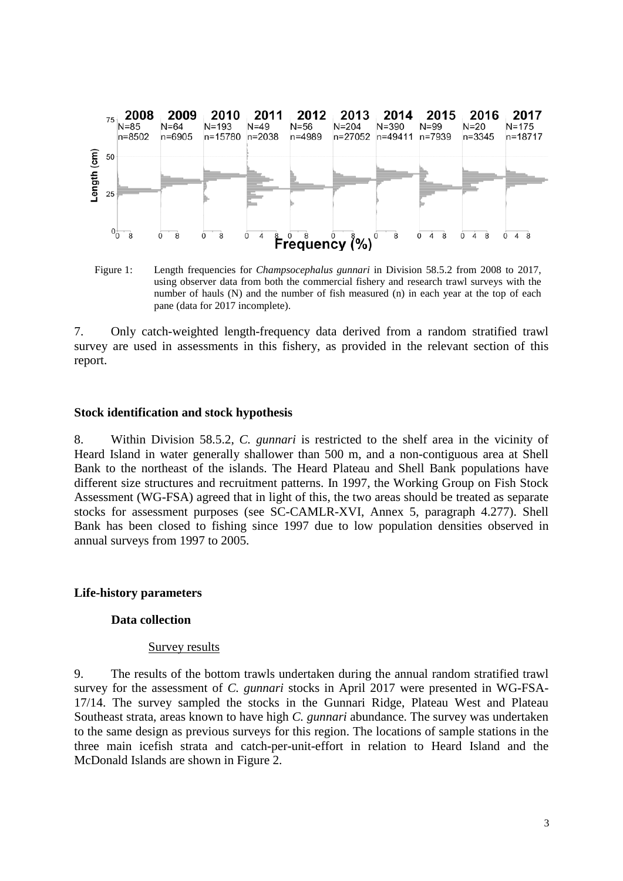Figure 1: Length frequencies for *Champsocephalus gunnari* in Division 58.5.2 from 2008 to 2017, using observer data from both the commercial fishery and research trawl surveys with the number of hauls (N) and the number of fish measured (n) in each year at the top of each pane (data for 2017 incomplete).

7. Only catch-weighted length-frequency data derived from a random stratified trawl survey are used in assessments in this fishery, as provided in the relevant section of this report.

## Stock identification and stock hypothesis

8. Within Division 58.5.2, *C. gunnari* is restricted to the shelf area in the vicinity of Heard Island in water generally shallower than 500 m, and a non-contiguous area at Shell Bank to the northeast of the islands. The Heard Plateau and Shell Bank populations have different size structures and recruitment patterns. In 1997, the Working Group on Fish Stock Assessment (WG-FSA) agreed that in light of this, the two areas should be treated as separate stocks for assessment purposes (see SC-CAMLR-XVI, Annex 5, paragraph 4.277). Shell Bank has been closed to fishing since 1997 due to low population densities observed in annual surveys from 1997 to 2005.

## Life-history parameters

### Data collection

#### Survey results

9. The results of the bottom trawls undertaken during the annual random stratified trawl survey for the assessment of *C. gunnari* stocks in April 2017 were presented in WG-FSA-17/14. The survey sampled the stocks in the Gunnari Ridge, Plateau West and Plateau Southeast strata, areas known to have high *C. gunnari* abundance. The survey was undertaken to the same design as previous surveys for this region. The locations of sample stations in the three main icefish strata and catch-per-unit-effort in relation to Heard Island and the McDonald Islands are shown in Figure 2.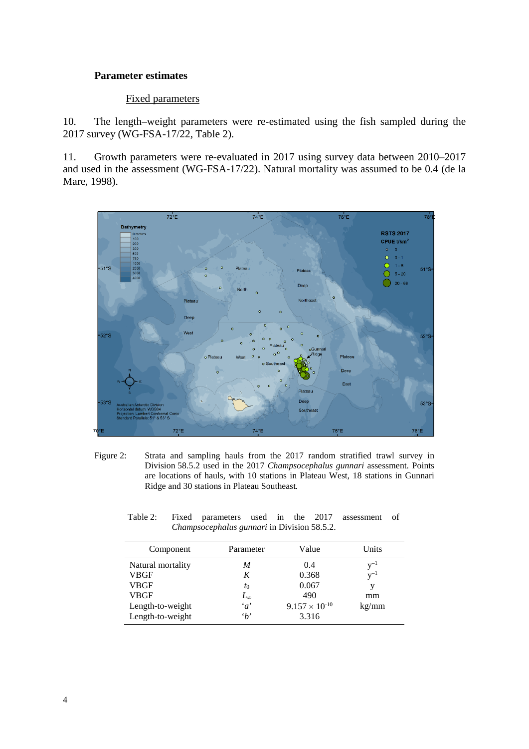### Parameter estimates

#### Fixed parameters

10. The length–weight parameters were re-estimated using the fish sampled during the 2017 survey (WG-FSA-17/22, Table 2).

11. Growth parameters were re-evaluated in 2017 using survey data between 2010–2017 and used in the assessment (WG-FSA-17/22). Natural mortality was assumed to be 0.4 (de la Mare, 1998).

Figure 2: Strata and sampling hauls from the 2017 random stratified trawl survey in Division 58.5.2 used in the 2017 *Champsocephalus gunnari* assessment. Points are locations of hauls, with 10 stations in Plateau West, 18 stations in Gunnari Ridge and 30 stations in Plateau Southeast.

Table 2: Fixed parameters used in the 2017 assessment of *Champsocephalus gunnari* in Division 58.5.2.

| Component | Parameter | Value | Units |
|---|---|---|---|
| Natural mortality | $M$ | 0.4 | $y^{-1}$ |
| VBGF | $K$ | 0.368 | $y^{-1}$ |
| VBGF | $t_0$ | 0.067 | y |
| VBGF | $L_\infty$ | 490 | mm |
| Length-to-weight | '$a$' | $9.157 \times 10^{-10}$ | kg/mm |
| Length-to-weight | '$b$' | 3.316 | |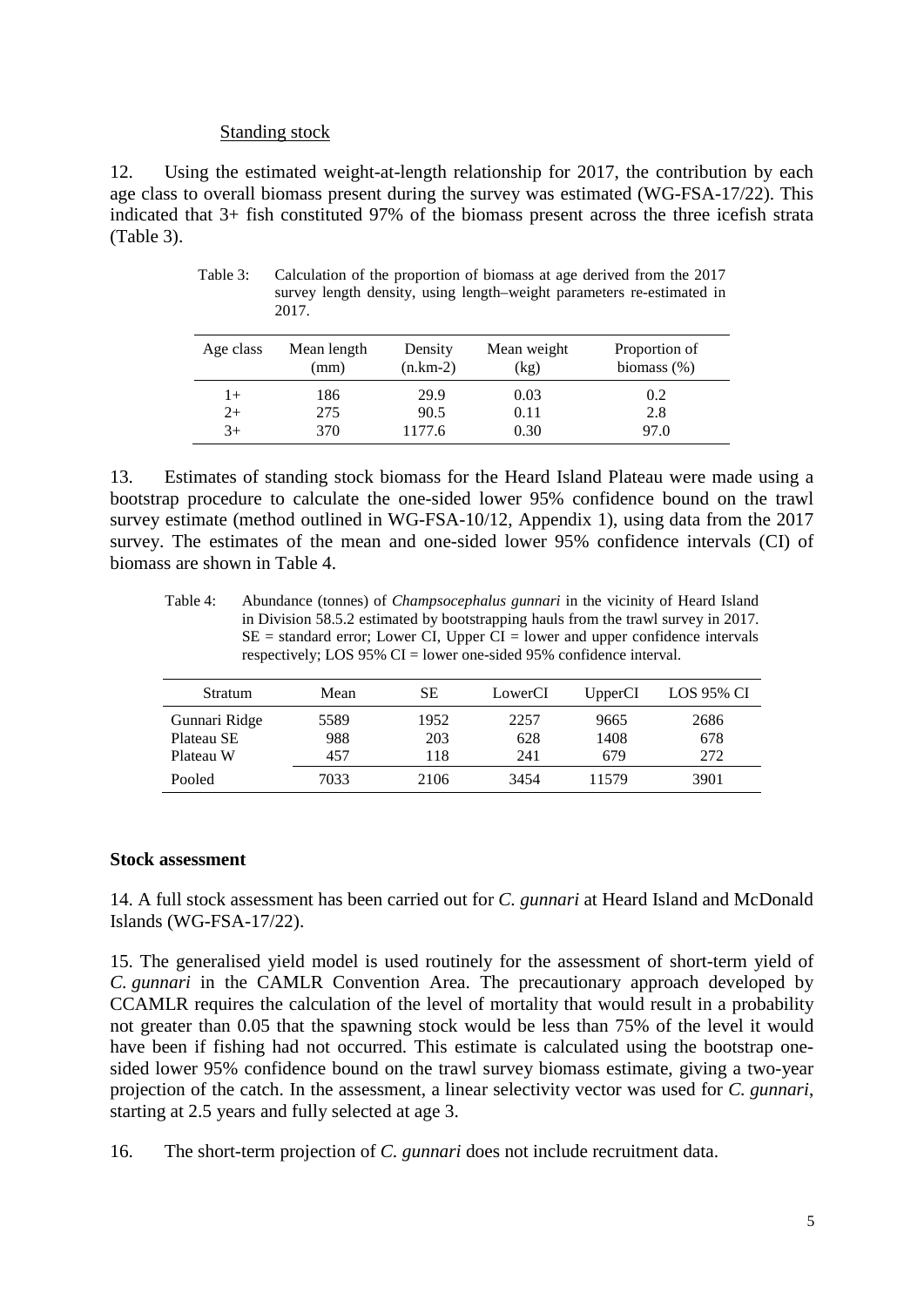Standing stock

12. Using the estimated weight-at-length relationship for 2017, the contribution by each age class to overall biomass present during the survey was estimated (WG-FSA-17/22). This indicated that 3+ fish constituted 97% of the biomass present across the three icefish strata (Table 3).

Table 3: Calculation of the proportion of biomass at age derived from the 2017 survey length density, using length–weight parameters re-estimated in 2017.

| Age class | Mean length (mm) | Density (n.km-2) | Mean weight (kg) | Proportion of biomass (%) |
|---|---|---|---|---|
| 1+ | 186 | 29.9 | 0.03 | 0.2 |
| 2+ | 275 | 90.5 | 0.11 | 2.8 |
| 3+ | 370 | 1177.6 | 0.30 | 97.0 |

13. Estimates of standing stock biomass for the Heard Island Plateau were made using a bootstrap procedure to calculate the one-sided lower 95% confidence bound on the trawl survey estimate (method outlined in WG-FSA-10/12, Appendix 1), using data from the 2017 survey. The estimates of the mean and one-sided lower 95% confidence intervals (CI) of biomass are shown in Table 4.

Table 4: Abundance (tonnes) of *Champsocephalus gunnari* in the vicinity of Heard Island in Division 58.5.2 estimated by bootstrapping hauls from the trawl survey in 2017. SE = standard error; Lower CI, Upper CI = lower and upper confidence intervals respectively; LOS 95% CI = lower one-sided 95% confidence interval.

| Stratum | Mean | SE | LowerCI | UpperCI | LOS 95% CI |
|---|---|---|---|---|---|
| Gunnari Ridge | 5589 | 1952 | 2257 | 9665 | 2686 |
| Plateau SE | 988 | 203 | 628 | 1408 | 678 |
| Plateau W | 457 | 118 | 241 | 679 | 272 |
| Pooled | 7033 | 2106 | 3454 | 11579 | 3901 |

**Stock assessment**

14. A full stock assessment has been carried out for *C. gunnari* at Heard Island and McDonald Islands (WG-FSA-17/22).

15. The generalised yield model is used routinely for the assessment of short-term yield of *C. gunnari* in the CAMLR Convention Area. The precautionary approach developed by CCAMLR requires the calculation of the level of mortality that would result in a probability not greater than 0.05 that the spawning stock would be less than 75% of the level it would have been if fishing had not occurred. This estimate is calculated using the bootstrap one-sided lower 95% confidence bound on the trawl survey biomass estimate, giving a two-year projection of the catch. In the assessment, a linear selectivity vector was used for *C. gunnari*, starting at 2.5 years and fully selected at age 3.

16. The short-term projection of *C. gunnari* does not include recruitment data.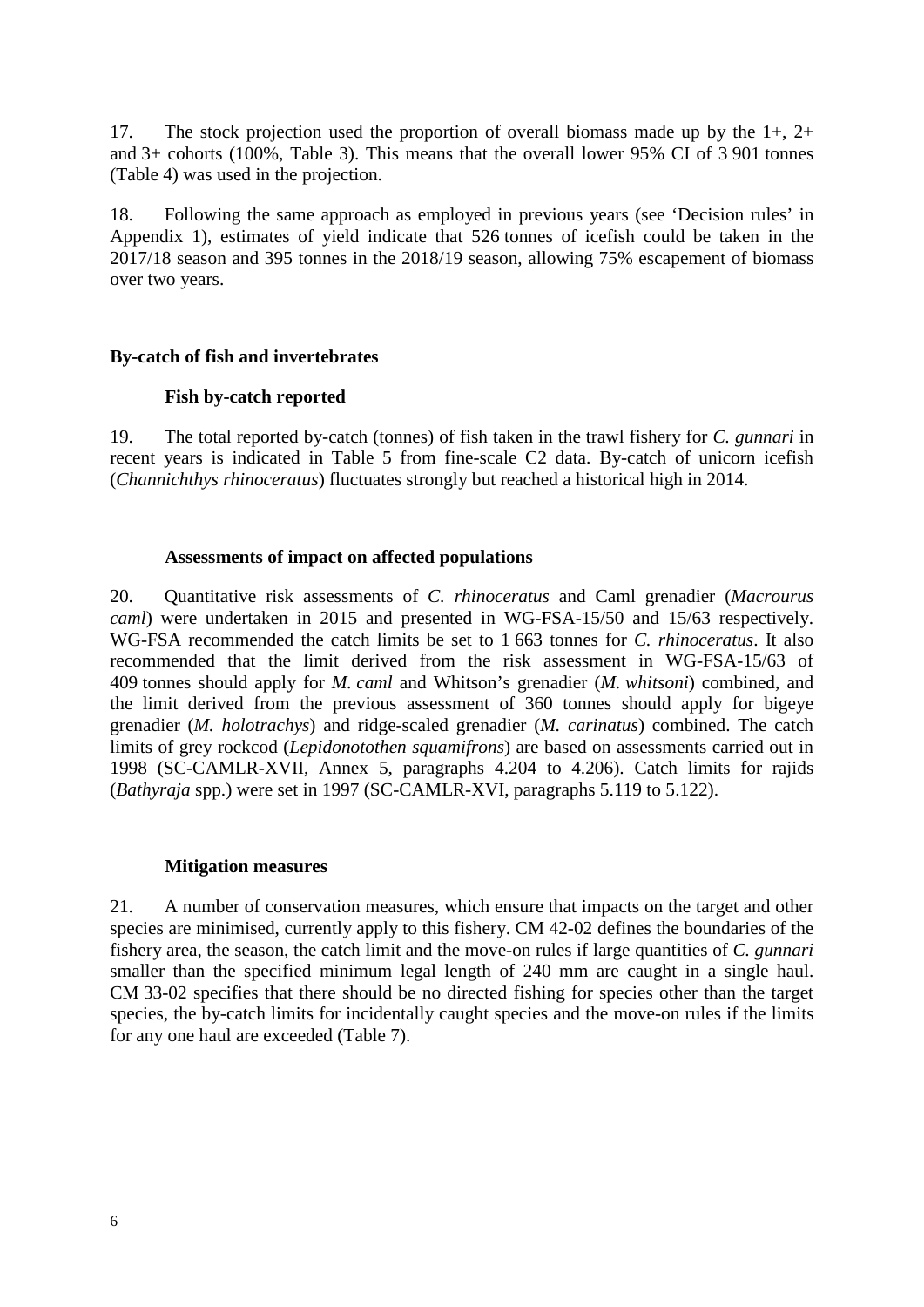17. The stock projection used the proportion of overall biomass made up by the 1+, 2+ and 3+ cohorts (100%, Table 3). This means that the overall lower 95% CI of 3 901 tonnes (Table 4) was used in the projection.

18. Following the same approach as employed in previous years (see 'Decision rules' in Appendix 1), estimates of yield indicate that 526 tonnes of icefish could be taken in the 2017/18 season and 395 tonnes in the 2018/19 season, allowing 75% escapement of biomass over two years.

## By-catch of fish and invertebrates

### Fish by-catch reported

19. The total reported by-catch (tonnes) of fish taken in the trawl fishery for *C. gunnari* in recent years is indicated in Table 5 from fine-scale C2 data. By-catch of unicorn icefish (*Channichthys rhinoceratus*) fluctuates strongly but reached a historical high in 2014.

### Assessments of impact on affected populations

20. Quantitative risk assessments of *C. rhinoceratus* and Caml grenadier (*Macrourus caml*) were undertaken in 2015 and presented in WG-FSA-15/50 and 15/63 respectively. WG-FSA recommended the catch limits be set to 1 663 tonnes for *C. rhinoceratus*. It also recommended that the limit derived from the risk assessment in WG-FSA-15/63 of 409 tonnes should apply for *M. caml* and Whitson's grenadier (*M. whitsoni*) combined, and the limit derived from the previous assessment of 360 tonnes should apply for bigeye grenadier (*M. holotrachys*) and ridge-scaled grenadier (*M. carinatus*) combined. The catch limits of grey rockcod (*Lepidonotothen squamifrons*) are based on assessments carried out in 1998 (SC-CAMLR-XVII, Annex 5, paragraphs 4.204 to 4.206). Catch limits for rajids (*Bathyraja* spp.) were set in 1997 (SC-CAMLR-XVI, paragraphs 5.119 to 5.122).

### Mitigation measures

21. A number of conservation measures, which ensure that impacts on the target and other species are minimised, currently apply to this fishery. CM 42-02 defines the boundaries of the fishery area, the season, the catch limit and the move-on rules if large quantities of *C. gunnari* smaller than the specified minimum legal length of 240 mm are caught in a single haul. CM 33-02 specifies that there should be no directed fishing for species other than the target species, the by-catch limits for incidentally caught species and the move-on rules if the limits for any one haul are exceeded (Table 7).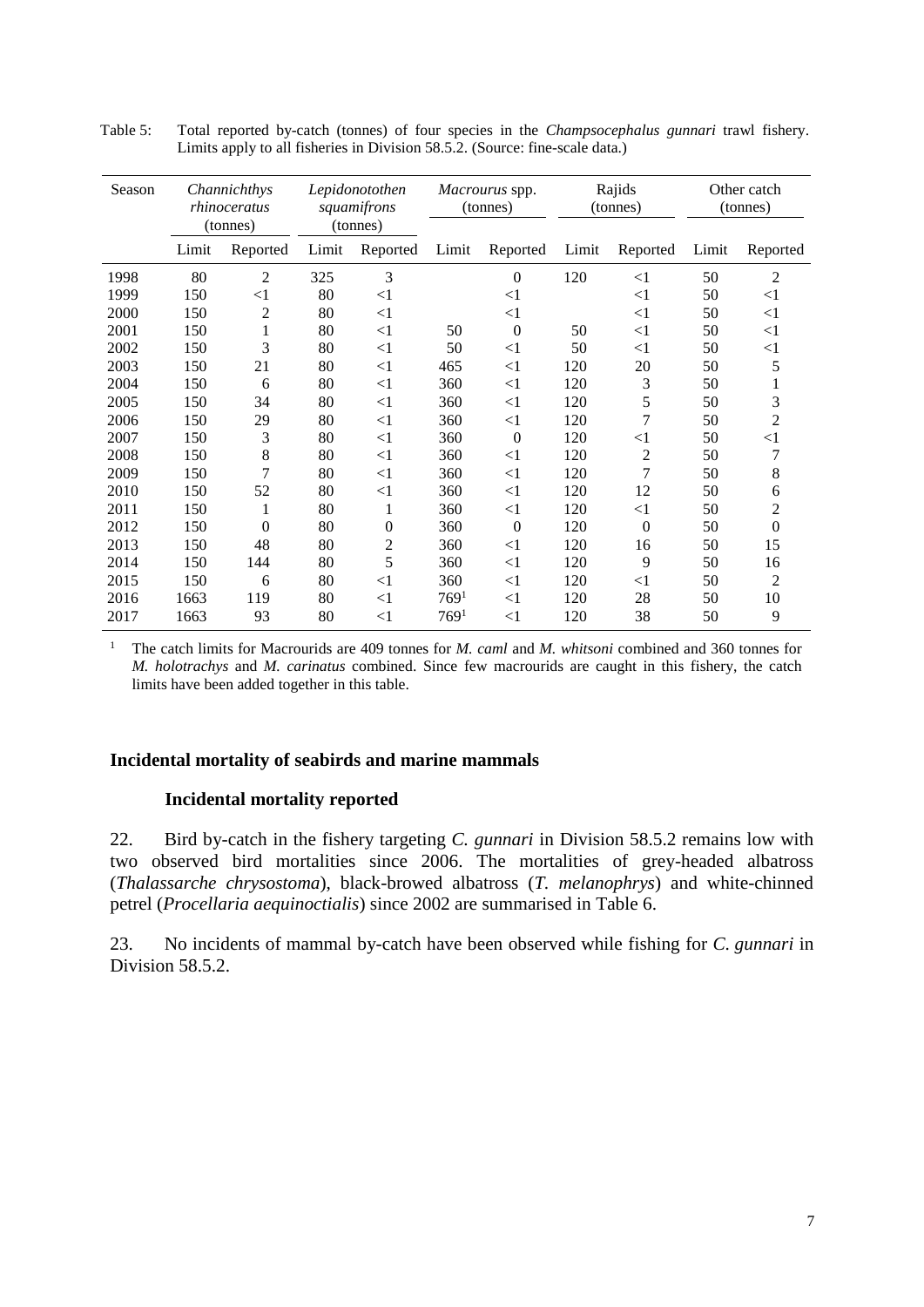Table 5: Total reported by-catch (tonnes) of four species in the *Champsocephalus gunnari* trawl fishery. Limits apply to all fisheries in Division 58.5.2. (Source: fine-scale data.)

| Season | *Channichthys rhinoceratus* (tonnes) | | *Lepidonotothen squamifrons* (tonnes) | | *Macrourus* spp. (tonnes) | | Rajids (tonnes) | | Other catch (tonnes) | |
|---|---|---|---|---|---|---|---|---|---|---|
| | Limit | Reported | Limit | Reported | Limit | Reported | Limit | Reported | Limit | Reported |
| 1998 | 80 | 2 | 325 | 3 | | 0 | 120 | <1 | 50 | 2 |
| 1999 | 150 | <1 | 80 | <1 | | <1 | | <1 | 50 | <1 |
| 2000 | 150 | 2 | 80 | <1 | | <1 | | <1 | 50 | <1 |
| 2001 | 150 | 1 | 80 | <1 | 50 | 0 | 50 | <1 | 50 | <1 |
| 2002 | 150 | 3 | 80 | <1 | 50 | <1 | 50 | <1 | 50 | <1 |
| 2003 | 150 | 21 | 80 | <1 | 465 | <1 | 120 | 20 | 50 | 5 |
| 2004 | 150 | 6 | 80 | <1 | 360 | <1 | 120 | 3 | 50 | 1 |
| 2005 | 150 | 34 | 80 | <1 | 360 | <1 | 120 | 5 | 50 | 3 |
| 2006 | 150 | 29 | 80 | <1 | 360 | <1 | 120 | 7 | 50 | 2 |
| 2007 | 150 | 3 | 80 | <1 | 360 | 0 | 120 | <1 | 50 | <1 |
| 2008 | 150 | 8 | 80 | <1 | 360 | <1 | 120 | 2 | 50 | 7 |
| 2009 | 150 | 7 | 80 | <1 | 360 | <1 | 120 | 7 | 50 | 8 |
| 2010 | 150 | 52 | 80 | <1 | 360 | <1 | 120 | 12 | 50 | 6 |
| 2011 | 150 | 1 | 80 | 1 | 360 | <1 | 120 | <1 | 50 | 2 |
| 2012 | 150 | 0 | 80 | 0 | 360 | 0 | 120 | 0 | 50 | 0 |
| 2013 | 150 | 48 | 80 | 2 | 360 | <1 | 120 | 16 | 50 | 15 |
| 2014 | 150 | 144 | 80 | 5 | 360 | <1 | 120 | 9 | 50 | 16 |
| 2015 | 150 | 6 | 80 | <1 | 360 | <1 | 120 | <1 | 50 | 2 |
| 2016 | 1663 | 119 | 80 | <1 | 769[1] | <1 | 120 | 28 | 50 | 10 |
| 2017 | 1663 | 93 | 80 | <1 | 769[1] | <1 | 120 | 38 | 50 | 9 |

[1] The catch limits for Macrourids are 409 tonnes for *M. caml* and *M. whitsoni* combined and 360 tonnes for *M. holotrachys* and *M. carinatus* combined. Since few macrourids are caught in this fishery, the catch limits have been added together in this table.

## Incidental mortality of seabirds and marine mammals

### Incidental mortality reported

22. Bird by-catch in the fishery targeting *C. gunnari* in Division 58.5.2 remains low with two observed bird mortalities since 2006. The mortalities of grey-headed albatross (*Thalassarche chrysostoma*), black-browed albatross (*T. melanophrys*) and white-chinned petrel (*Procellaria aequinoctialis*) since 2002 are summarised in Table 6.

23. No incidents of mammal by-catch have been observed while fishing for *C. gunnari* in Division 58.5.2.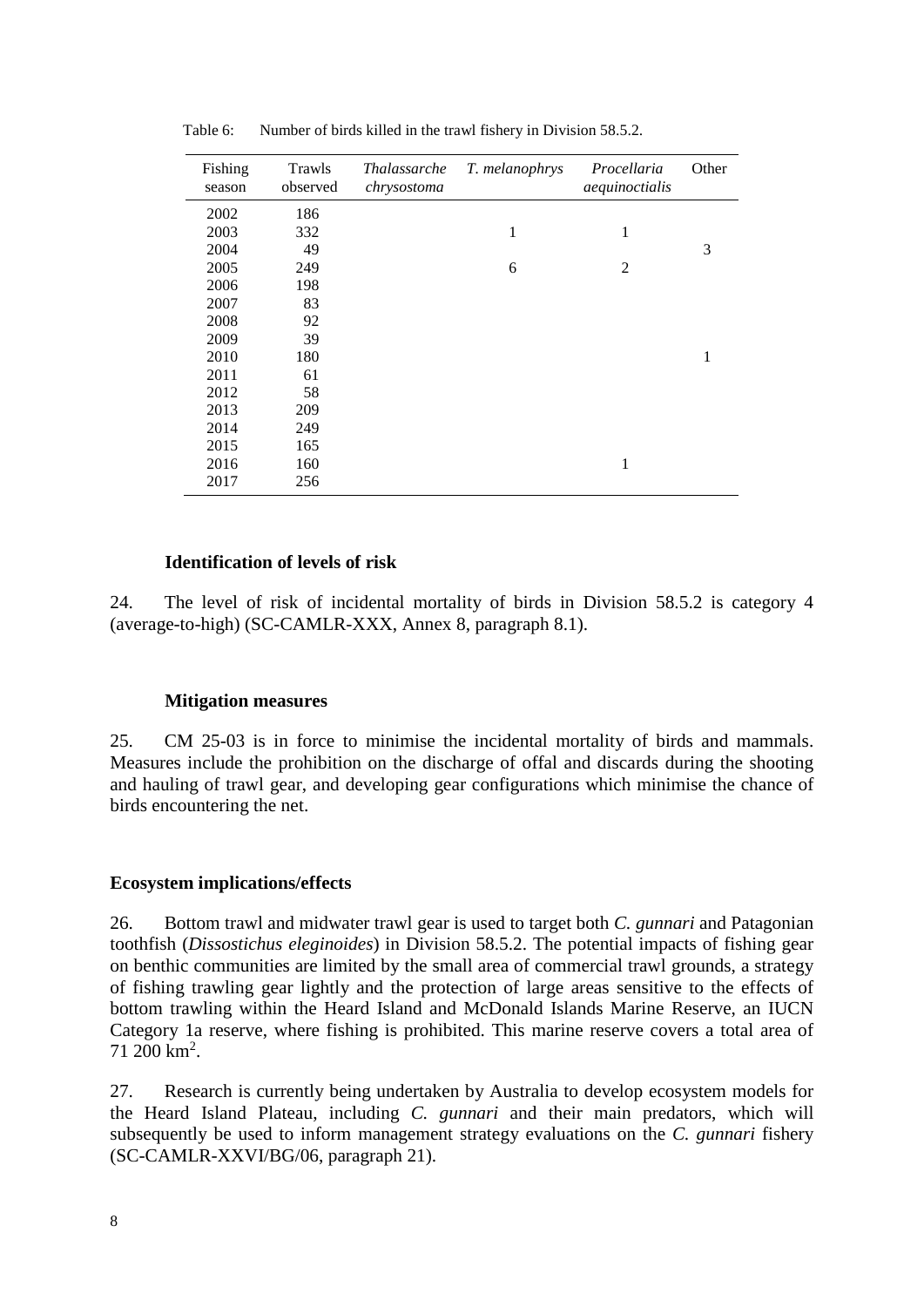Table 6: Number of birds killed in the trawl fishery in Division 58.5.2.

| Fishing season | Trawls observed | *Thalassarche chrysostoma* | *T. melanophrys* | *Procellaria aequinoctialis* | Other |
|---|---|---|---|---|---|
| 2002 | 186 | | | | |
| 2003 | 332 | | 1 | 1 | |
| 2004 | 49 | | | | 3 |
| 2005 | 249 | | 6 | 2 | |
| 2006 | 198 | | | | |
| 2007 | 83 | | | | |
| 2008 | 92 | | | | |
| 2009 | 39 | | | | |
| 2010 | 180 | | | | 1 |
| 2011 | 61 | | | | |
| 2012 | 58 | | | | |
| 2013 | 209 | | | | |
| 2014 | 249 | | | | |
| 2015 | 165 | | | | |
| 2016 | 160 | | | 1 | |
| 2017 | 256 | | | | |

### Identification of levels of risk

24. The level of risk of incidental mortality of birds in Division 58.5.2 is category 4 (average-to-high) (SC-CAMLR-XXX, Annex 8, paragraph 8.1).

### Mitigation measures

25. CM 25-03 is in force to minimise the incidental mortality of birds and mammals. Measures include the prohibition on the discharge of offal and discards during the shooting and hauling of trawl gear, and developing gear configurations which minimise the chance of birds encountering the net.

## Ecosystem implications/effects

26. Bottom trawl and midwater trawl gear is used to target both *C. gunnari* and Patagonian toothfish (*Dissostichus eleginoides*) in Division 58.5.2. The potential impacts of fishing gear on benthic communities are limited by the small area of commercial trawl grounds, a strategy of fishing trawling gear lightly and the protection of large areas sensitive to the effects of bottom trawling within the Heard Island and McDonald Islands Marine Reserve, an IUCN Category 1a reserve, where fishing is prohibited. This marine reserve covers a total area of 71 200 km$^2$.

27. Research is currently being undertaken by Australia to develop ecosystem models for the Heard Island Plateau, including *C. gunnari* and their main predators, which will subsequently be used to inform management strategy evaluations on the *C. gunnari* fishery (SC-CAMLR-XXVI/BG/06, paragraph 21).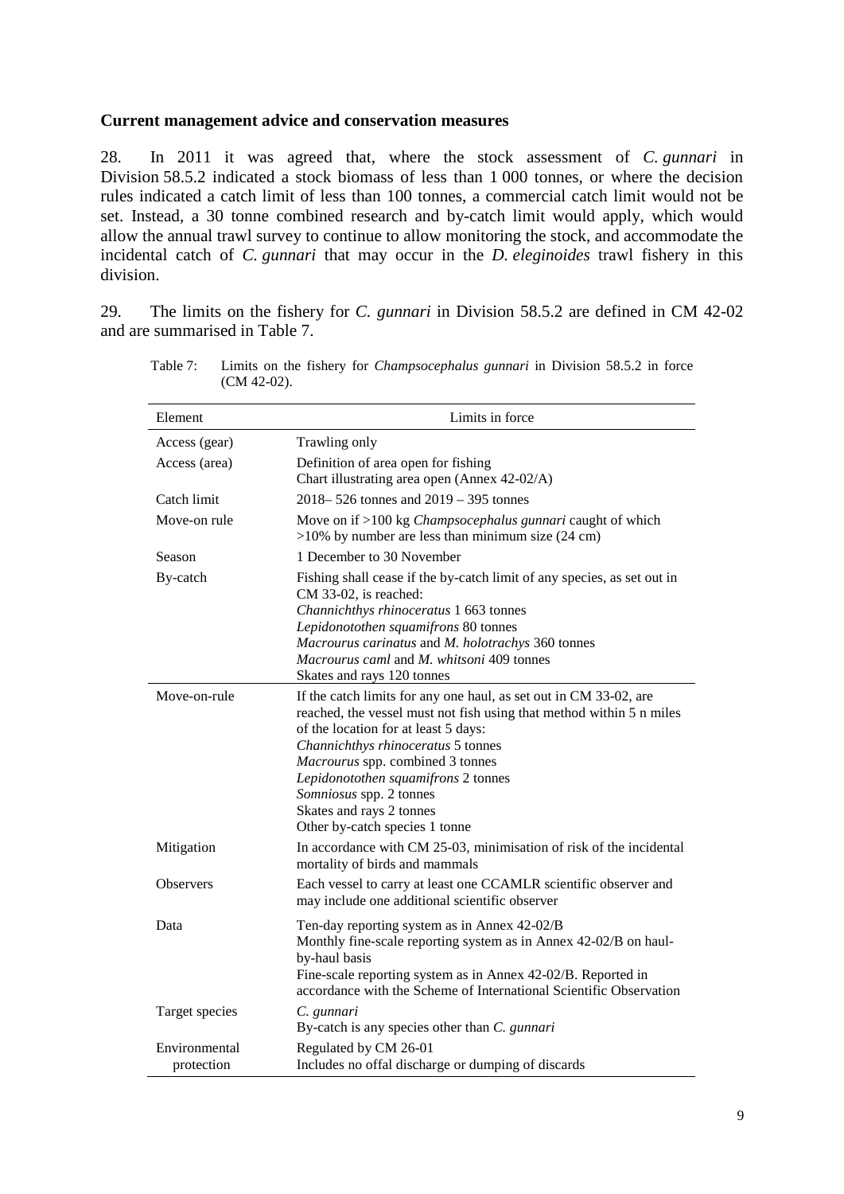**Current management advice and conservation measures**

28. In 2011 it was agreed that, where the stock assessment of *C. gunnari* in Division 58.5.2 indicated a stock biomass of less than 1 000 tonnes, or where the decision rules indicated a catch limit of less than 100 tonnes, a commercial catch limit would not be set. Instead, a 30 tonne combined research and by-catch limit would apply, which would allow the annual trawl survey to continue to allow monitoring the stock, and accommodate the incidental catch of *C. gunnari* that may occur in the *D. eleginoides* trawl fishery in this division.

29. The limits on the fishery for *C. gunnari* in Division 58.5.2 are defined in CM 42-02 and are summarised in Table 7.

Table 7: Limits on the fishery for *Champsocephalus gunnari* in Division 58.5.2 in force (CM 42-02).

| Element | Limits in force |
|---|---|
| Access (gear) | Trawling only |
| Access (area) | Definition of area open for fishing<br>Chart illustrating area open (Annex 42-02/A) |
| Catch limit | 2018– 526 tonnes and 2019 – 395 tonnes |
| Move-on rule | Move on if >100 kg *Champsocephalus gunnari* caught of which >10% by number are less than minimum size (24 cm) |
| Season | 1 December to 30 November |
| By-catch | Fishing shall cease if the by-catch limit of any species, as set out in CM 33-02, is reached:<br>*Channichthys rhinoceratus* 1 663 tonnes<br>*Lepidonotothen squamifrons* 80 tonnes<br>*Macrourus carinatus* and *M. holotrachys* 360 tonnes<br>*Macrourus caml* and *M. whitsoni* 409 tonnes<br>Skates and rays 120 tonnes |
| Move-on-rule | If the catch limits for any one haul, as set out in CM 33-02, are reached, the vessel must not fish using that method within 5 n miles of the location for at least 5 days:<br>*Channichthys rhinoceratus* 5 tonnes<br>*Macrourus* spp. combined 3 tonnes<br>*Lepidonotothen squamifrons* 2 tonnes<br>*Somniosus* spp. 2 tonnes<br>Skates and rays 2 tonnes<br>Other by-catch species 1 tonne |
| Mitigation | In accordance with CM 25-03, minimisation of risk of the incidental mortality of birds and mammals |
| Observers | Each vessel to carry at least one CCAMLR scientific observer and may include one additional scientific observer |
| Data | Ten-day reporting system as in Annex 42-02/B<br>Monthly fine-scale reporting system as in Annex 42-02/B on haul-by-haul basis<br>Fine-scale reporting system as in Annex 42-02/B. Reported in accordance with the Scheme of International Scientific Observation |
| Target species | *C. gunnari*<br>By-catch is any species other than *C. gunnari* |
| Environmental protection | Regulated by CM 26-01<br>Includes no offal discharge or dumping of discards |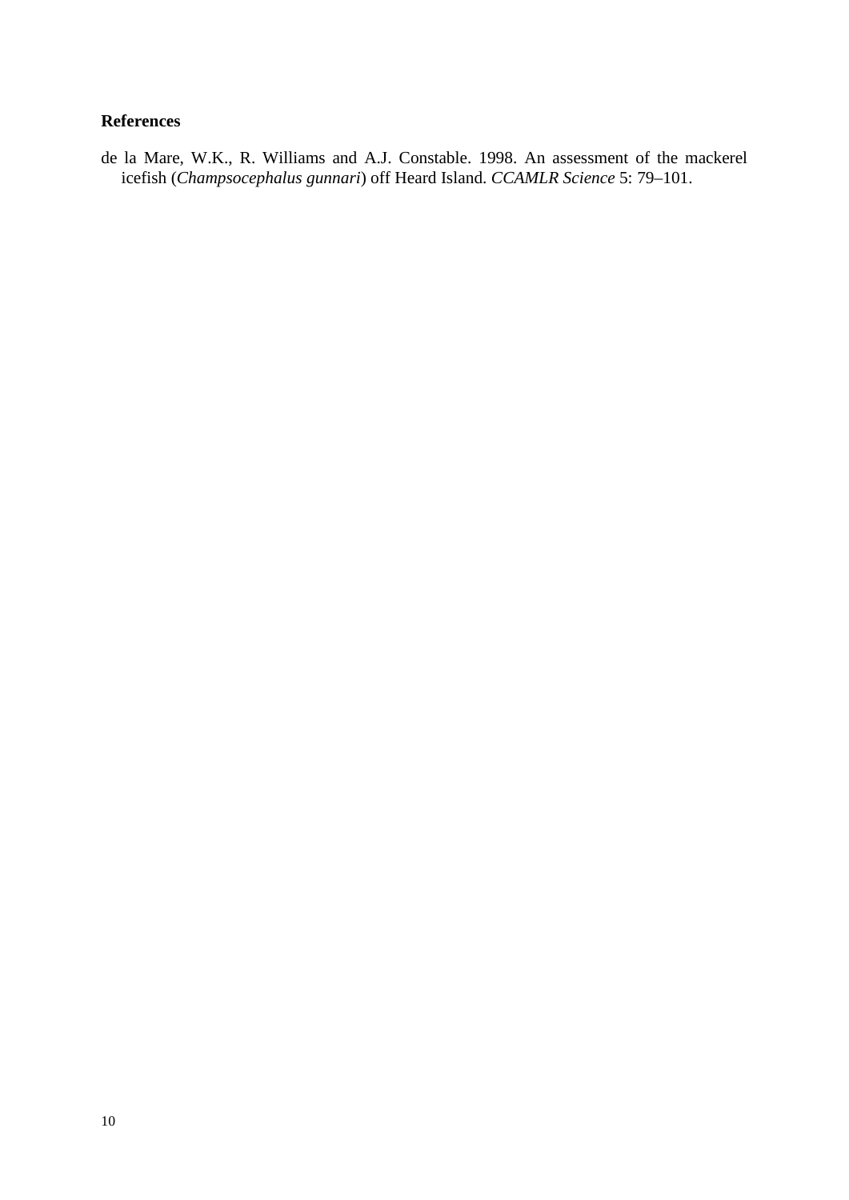## References

de la Mare, W.K., R. Williams and A.J. Constable. 1998. An assessment of the mackerel icefish (*Champsocephalus gunnari*) off Heard Island. *CCAMLR Science* 5: 79–101.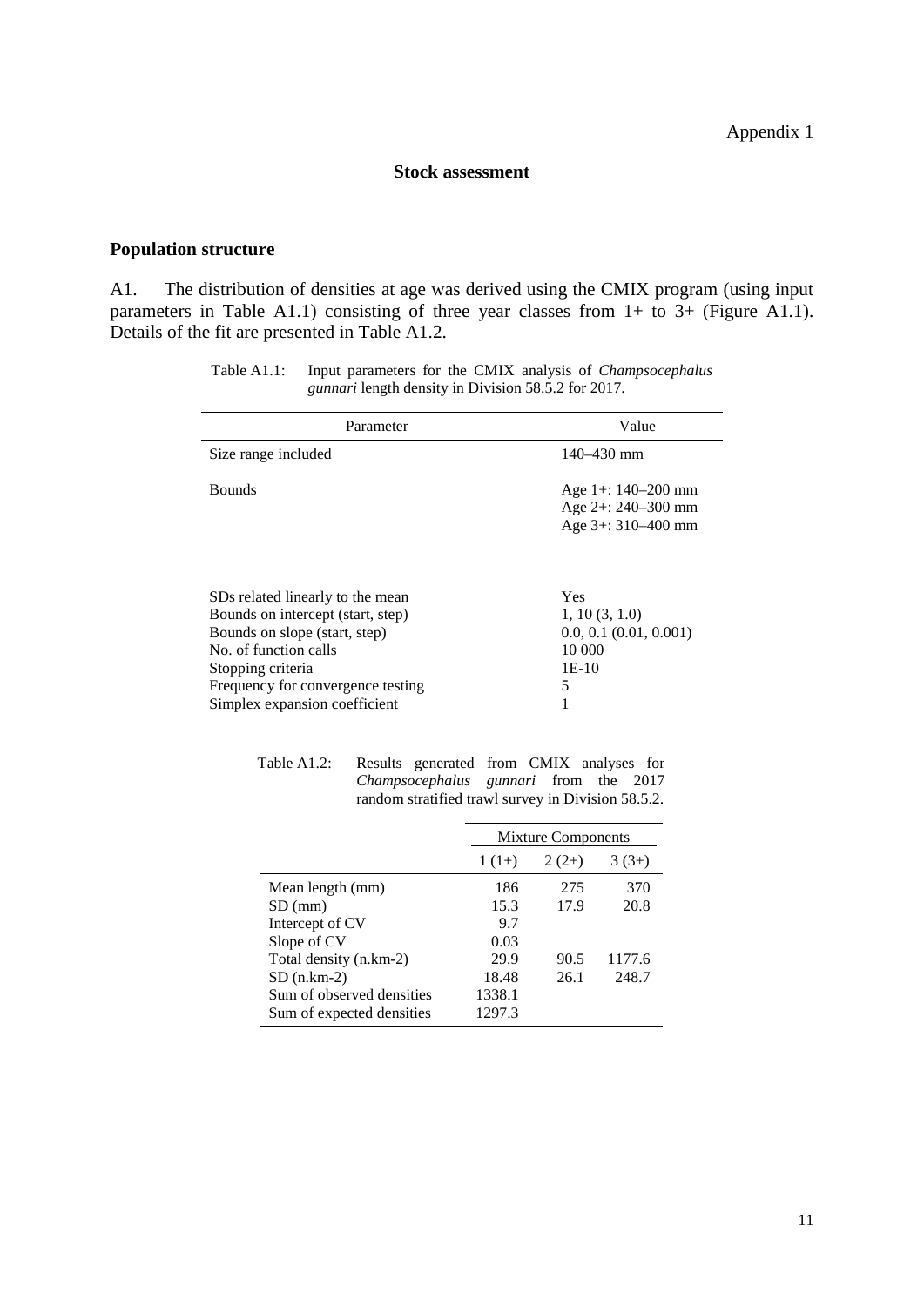Appendix 1

## Stock assessment

### Population structure

A1. The distribution of densities at age was derived using the CMIX program (using input parameters in Table A1.1) consisting of three year classes from 1+ to 3+ (Figure A1.1). Details of the fit are presented in Table A1.2.

Table A1.1: Input parameters for the CMIX analysis of *Champsocephalus gunnari* length density in Division 58.5.2 for 2017.

| Parameter | Value |
|---|---|
| Size range included | 140–430 mm |
| Bounds | Age 1+: 140–200 mm<br>Age 2+: 240–300 mm<br>Age 3+: 310–400 mm |
| SDs related linearly to the mean | Yes |
| Bounds on intercept (start, step) | 1, 10 (3, 1.0) |
| Bounds on slope (start, step) | 0.0, 0.1 (0.01, 0.001) |
| No. of function calls | 10 000 |
| Stopping criteria | 1E-10 |
| Frequency for convergence testing | 5 |
| Simplex expansion coefficient | 1 |

Table A1.2: Results generated from CMIX analyses for *Champsocephalus gunnari* from the 2017 random stratified trawl survey in Division 58.5.2.

| | Mixture Components | | |
|---|---|---|---|
| | 1 (1+) | 2 (2+) | 3 (3+) |
| Mean length (mm) | 186 | 275 | 370 |
| SD (mm) | 15.3 | 17.9 | 20.8 |
| Intercept of CV | 9.7 | | |
| Slope of CV | 0.03 | | |
| Total density (n.km-2) | 29.9 | 90.5 | 1177.6 |
| SD (n.km-2) | 18.48 | 26.1 | 248.7 |
| Sum of observed densities | 1338.1 | | |
| Sum of expected densities | 1297.3 | | |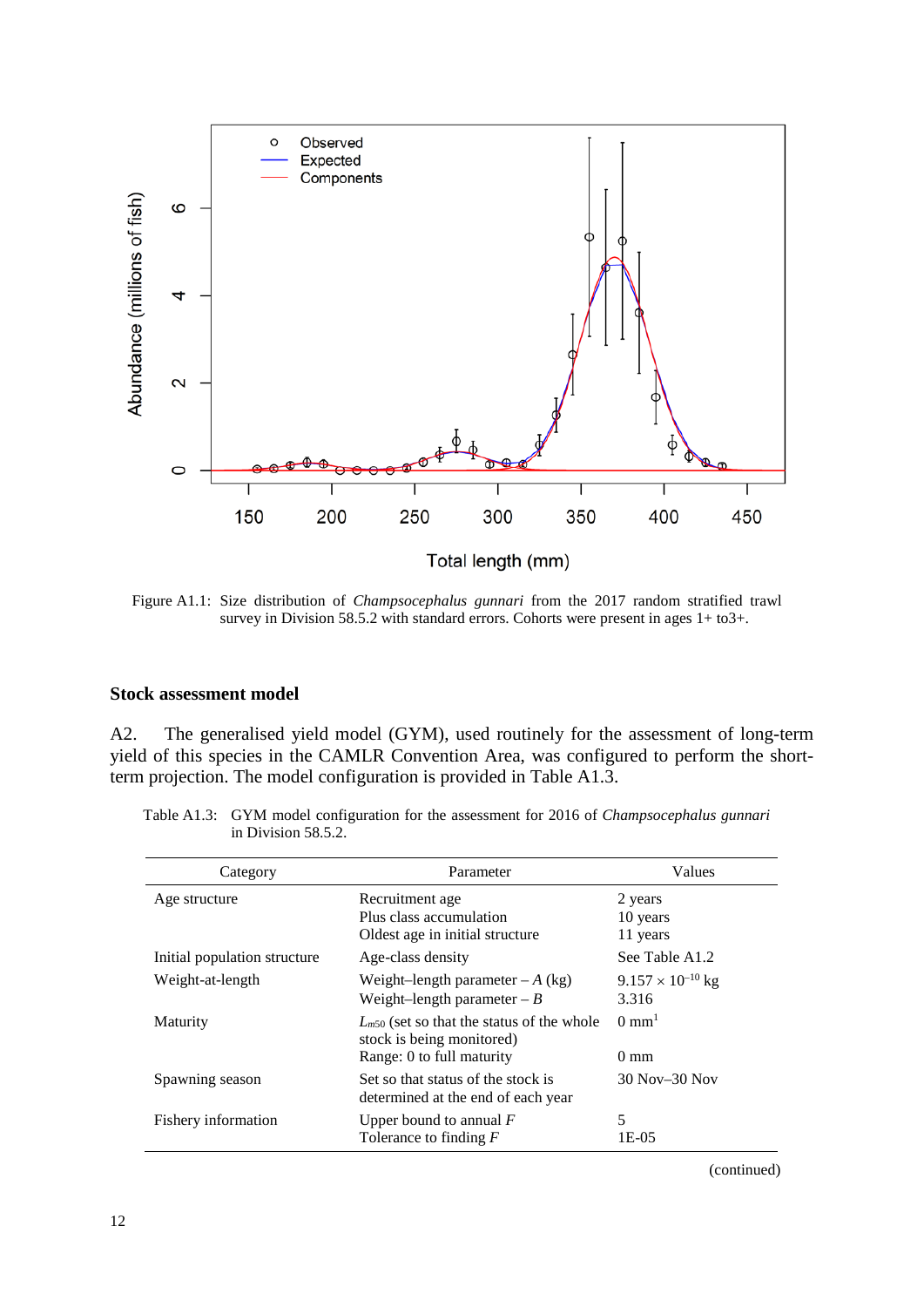Figure A1.1: Size distribution of *Champsocephalus gunnari* from the 2017 random stratified trawl survey in Division 58.5.2 with standard errors. Cohorts were present in ages 1+ to3+.

### Stock assessment model

A2. The generalised yield model (GYM), used routinely for the assessment of long-term yield of this species in the CAMLR Convention Area, was configured to perform the short-term projection. The model configuration is provided in Table A1.3.

Table A1.3: GYM model configuration for the assessment for 2016 of *Champsocephalus gunnari* in Division 58.5.2.

| Category | Parameter | Values |
|---|---|---|
| Age structure | Recruitment age<br>Plus class accumulation<br>Oldest age in initial structure | 2 years<br>10 years<br>11 years |
| Initial population structure | Age-class density | See Table A1.2 |
| Weight-at-length | Weight–length parameter – *A* (kg)<br>Weight–length parameter – *B* | $9.157 \times 10^{-10}$ kg<br>3.316 |
| Maturity | $L_{m50}$ (set so that the status of the whole stock is being monitored)<br>Range: 0 to full maturity | 0 mm[1]<br><br>0 mm |
| Spawning season | Set so that status of the stock is determined at the end of each year | 30 Nov–30 Nov |
| Fishery information | Upper bound to annual *F*<br>Tolerance to finding *F* | 5<br>1E-05 |

(continued)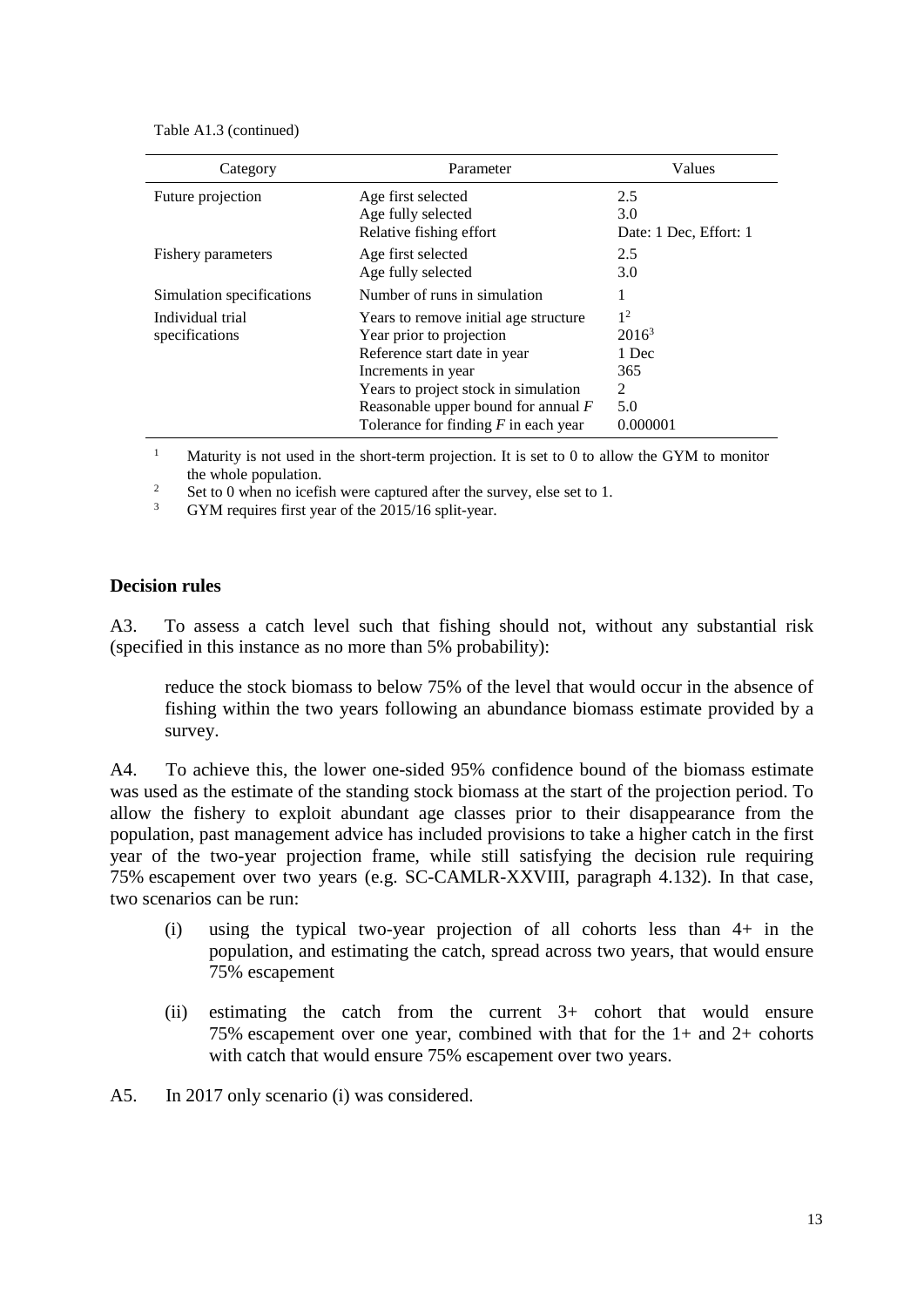Table A1.3 (continued)

| Category | Parameter | Values |
|---|---|---|
| Future projection | Age first selected<br>Age fully selected<br>Relative fishing effort | 2.5<br>3.0<br>Date: 1 Dec, Effort: 1 |
| Fishery parameters | Age first selected<br>Age fully selected | 2.5<br>3.0 |
| Simulation specifications | Number of runs in simulation | 1 |
| Individual trial specifications | Years to remove initial age structure<br>Year prior to projection<br>Reference start date in year<br>Increments in year<br>Years to project stock in simulation<br>Reasonable upper bound for annual *F*<br>Tolerance for finding *F* in each year | 1[2]<br>2016[3]<br>1 Dec<br>365<br>2<br>5.0<br>0.000001 |

[1] Maturity is not used in the short-term projection. It is set to 0 to allow the GYM to monitor the whole population.
[2] Set to 0 when no icefish were captured after the survey, else set to 1.
[3] GYM requires first year of the 2015/16 split-year.

## Decision rules

A3. To assess a catch level such that fishing should not, without any substantial risk (specified in this instance as no more than 5% probability):

> reduce the stock biomass to below 75% of the level that would occur in the absence of fishing within the two years following an abundance biomass estimate provided by a survey.

A4. To achieve this, the lower one-sided 95% confidence bound of the biomass estimate was used as the estimate of the standing stock biomass at the start of the projection period. To allow the fishery to exploit abundant age classes prior to their disappearance from the population, past management advice has included provisions to take a higher catch in the first year of the two-year projection frame, while still satisfying the decision rule requiring 75% escapement over two years (e.g. SC-CAMLR-XXVIII, paragraph 4.132). In that case, two scenarios can be run:

(i) using the typical two-year projection of all cohorts less than 4+ in the population, and estimating the catch, spread across two years, that would ensure 75% escapement

(ii) estimating the catch from the current 3+ cohort that would ensure 75% escapement over one year, combined with that for the 1+ and 2+ cohorts with catch that would ensure 75% escapement over two years.

A5. In 2017 only scenario (i) was considered.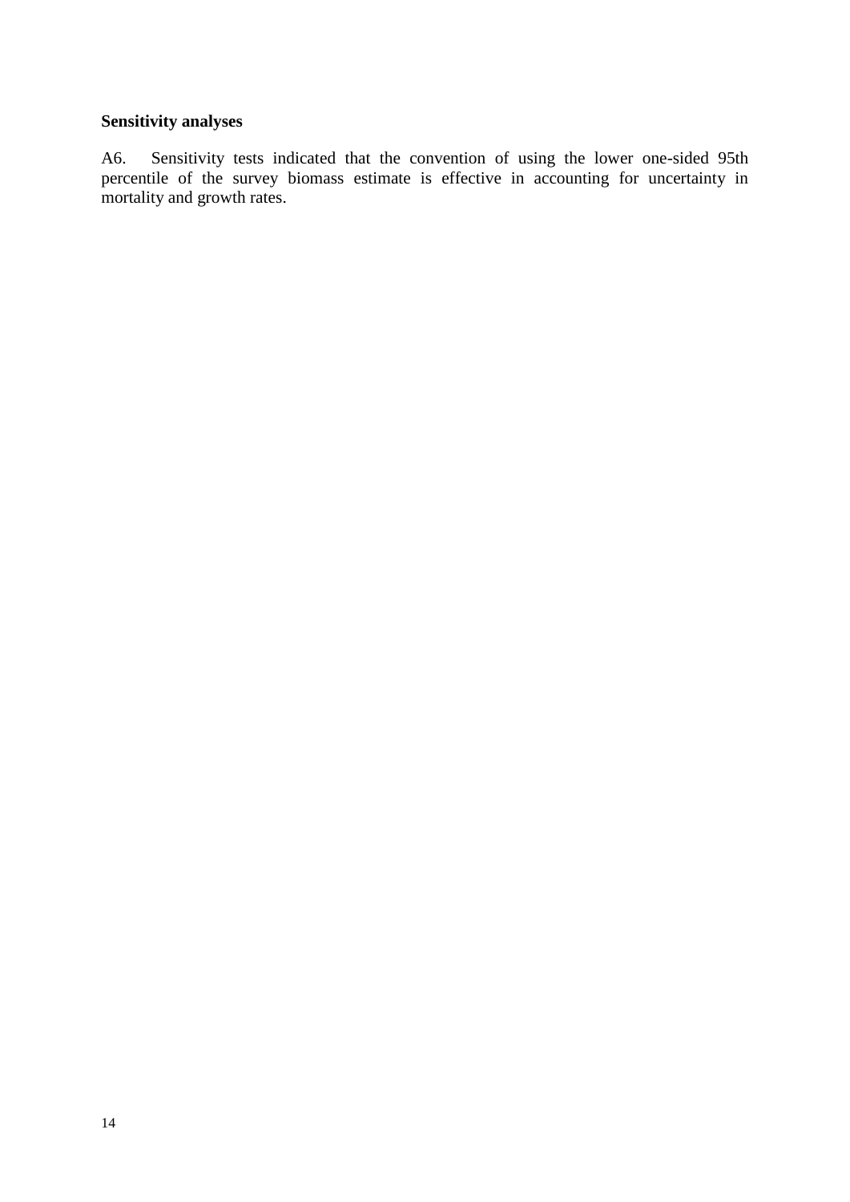**Sensitivity analyses**

A6. Sensitivity tests indicated that the convention of using the lower one-sided 95th percentile of the survey biomass estimate is effective in accounting for uncertainty in mortality and growth rates.